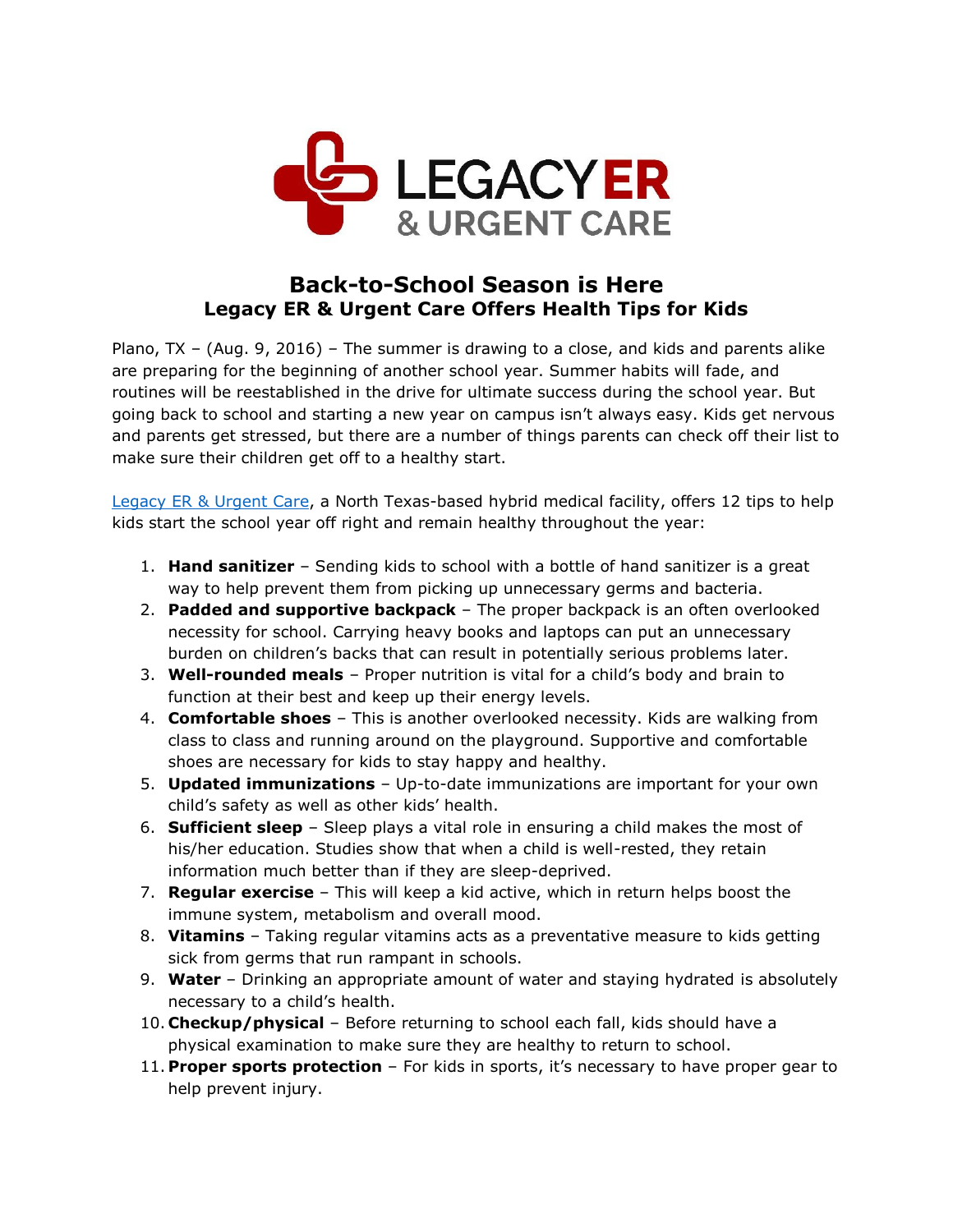# Back-to-School Season is Here

## Legacy ER & Urgent Care Offers Health Tips for Kids

Plano, TX – (Aug. 9, 2016) – The summer is drawing to a close, and kids and parents alike are preparing for the beginning of another school year. Summer habits will fade, and routines will be reestablished in the drive for ultimate success during the school year. But going back to school and starting a new year on campus isn't always easy. Kids get nervous and parents get stressed, but there are a number of things parents can check off their list to make sure their children get off to a healthy start.

Legacy ER & Urgent Care, a North Texas-based hybrid medical facility, offers 12 tips to help kids start the school year off right and remain healthy throughout the year:

1. **Hand sanitizer** – Sending kids to school with a bottle of hand sanitizer is a great way to help prevent them from picking up unnecessary germs and bacteria.
2. **Padded and supportive backpack** – The proper backpack is an often overlooked necessity for school. Carrying heavy books and laptops can put an unnecessary burden on children's backs that can result in potentially serious problems later.
3. **Well-rounded meals** – Proper nutrition is vital for a child's body and brain to function at their best and keep up their energy levels.
4. **Comfortable shoes** – This is another overlooked necessity. Kids are walking from class to class and running around on the playground. Supportive and comfortable shoes are necessary for kids to stay happy and healthy.
5. **Updated immunizations** – Up-to-date immunizations are important for your own child's safety as well as other kids' health.
6. **Sufficient sleep** – Sleep plays a vital role in ensuring a child makes the most of his/her education. Studies show that when a child is well-rested, they retain information much better than if they are sleep-deprived.
7. **Regular exercise** – This will keep a kid active, which in return helps boost the immune system, metabolism and overall mood.
8. **Vitamins** – Taking regular vitamins acts as a preventative measure to kids getting sick from germs that run rampant in schools.
9. **Water** – Drinking an appropriate amount of water and staying hydrated is absolutely necessary to a child's health.
10. **Checkup/physical** – Before returning to school each fall, kids should have a physical examination to make sure they are healthy to return to school.
11. **Proper sports protection** – For kids in sports, it's necessary to have proper gear to help prevent injury.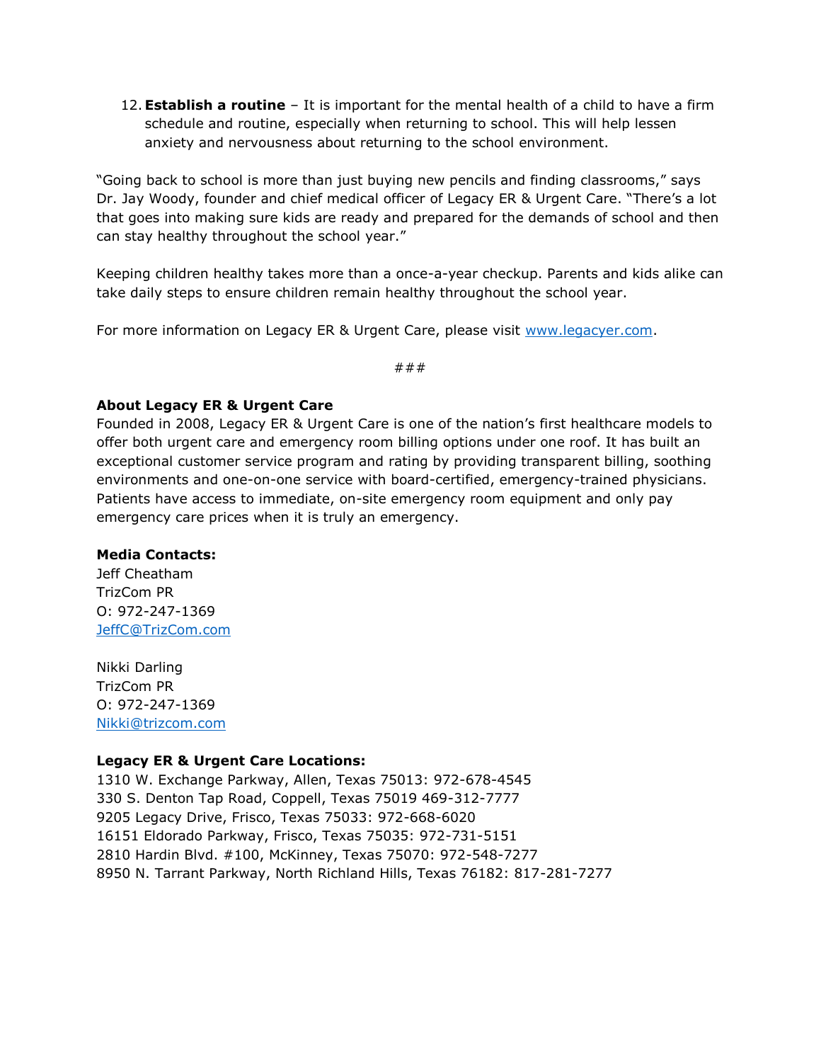12. **Establish a routine** – It is important for the mental health of a child to have a firm schedule and routine, especially when returning to school. This will help lessen anxiety and nervousness about returning to the school environment.

"Going back to school is more than just buying new pencils and finding classrooms," says Dr. Jay Woody, founder and chief medical officer of Legacy ER & Urgent Care. "There's a lot that goes into making sure kids are ready and prepared for the demands of school and then can stay healthy throughout the school year."

Keeping children healthy takes more than a once-a-year checkup. Parents and kids alike can take daily steps to ensure children remain healthy throughout the school year.

For more information on Legacy ER & Urgent Care, please visit [www.legacyer.com](http://www.legacyer.com).

###

**About Legacy ER & Urgent Care**

Founded in 2008, Legacy ER & Urgent Care is one of the nation's first healthcare models to offer both urgent care and emergency room billing options under one roof. It has built an exceptional customer service program and rating by providing transparent billing, soothing environments and one-on-one service with board-certified, emergency-trained physicians. Patients have access to immediate, on-site emergency room equipment and only pay emergency care prices when it is truly an emergency.

**Media Contacts:**

Jeff Cheatham
TrizCom PR
O: 972-247-1369
[JeffC@TrizCom.com](mailto:JeffC@TrizCom.com)

Nikki Darling
TrizCom PR
O: 972-247-1369
[Nikki@trizcom.com](mailto:Nikki@trizcom.com)

**Legacy ER & Urgent Care Locations:**

1310 W. Exchange Parkway, Allen, Texas 75013: 972-678-4545
330 S. Denton Tap Road, Coppell, Texas 75019 469-312-7777
9205 Legacy Drive, Frisco, Texas 75033: 972-668-6020
16151 Eldorado Parkway, Frisco, Texas 75035: 972-731-5151
2810 Hardin Blvd. #100, McKinney, Texas 75070: 972-548-7277
8950 N. Tarrant Parkway, North Richland Hills, Texas 76182: 817-281-7277